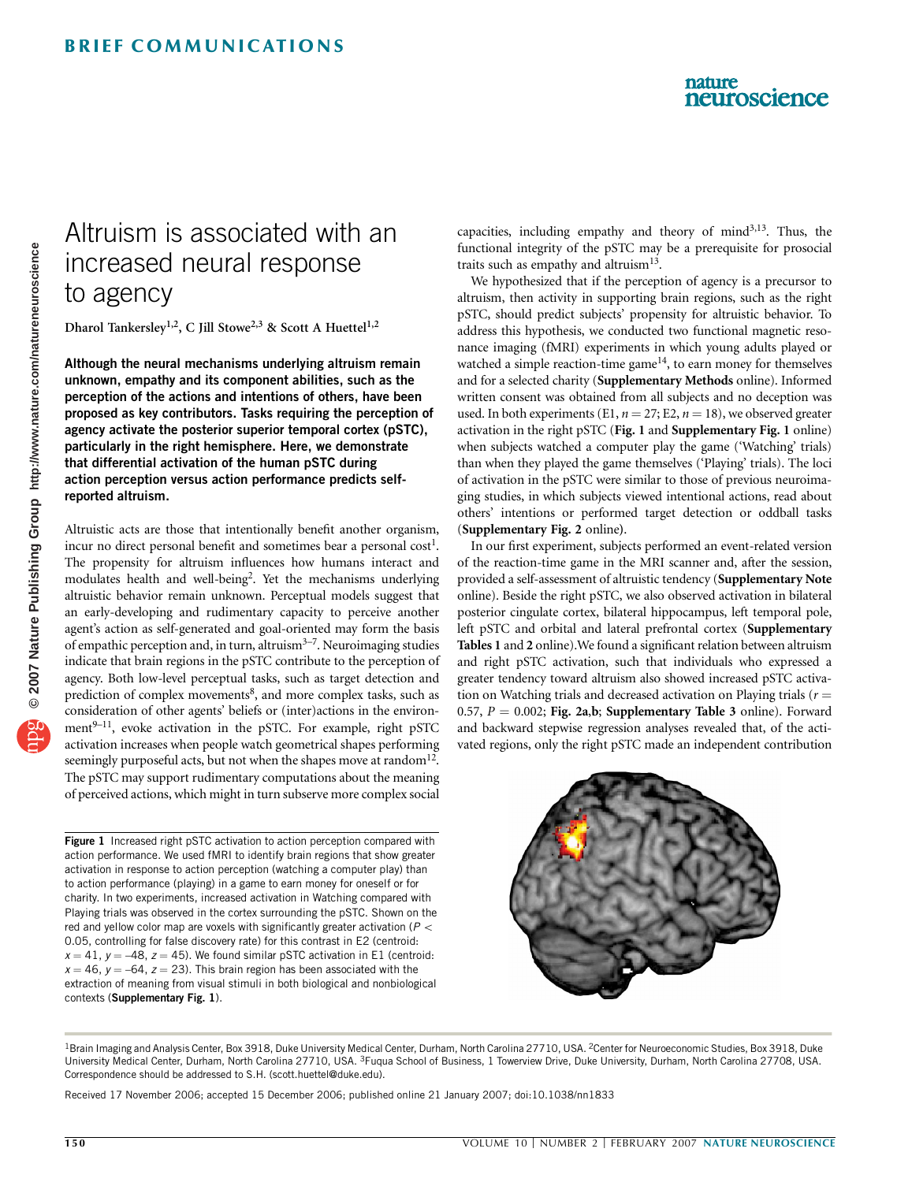# Altruism is associated with an increased neural response to agency

**Dharol Tankersley[1,2], C Jill Stowe[2,3] & Scott A Huettel[1,2]**

**Although the neural mechanisms underlying altruism remain unknown, empathy and its component abilities, such as the perception of the actions and intentions of others, have been proposed as key contributors. Tasks requiring the perception of agency activate the posterior superior temporal cortex (pSTC), particularly in the right hemisphere. Here, we demonstrate that differential activation of the human pSTC during action perception versus action performance predicts self-reported altruism.**

Altruistic acts are those that intentionally benefit another organism, incur no direct personal benefit and sometimes bear a personal cost[1]. The propensity for altruism influences how humans interact and modulates health and well-being[2]. Yet the mechanisms underlying altruistic behavior remain unknown. Perceptual models suggest that an early-developing and rudimentary capacity to perceive another agent's action as self-generated and goal-oriented may form the basis of empathic perception and, in turn, altruism[3–7]. Neuroimaging studies indicate that brain regions in the pSTC contribute to the perception of agency. Both low-level perceptual tasks, such as target detection and prediction of complex movements[8], and more complex tasks, such as consideration of other agents' beliefs or (inter)actions in the environment[9–11], evoke activation in the pSTC. For example, right pSTC activation increases when people watch geometrical shapes performing seemingly purposeful acts, but not when the shapes move at random[12]. The pSTC may support rudimentary computations about the meaning of perceived actions, which might in turn subserve more complex social capacities, including empathy and theory of mind[3,13]. Thus, the functional integrity of the pSTC may be a prerequisite for prosocial traits such as empathy and altruism[13].

We hypothesized that if the perception of agency is a precursor to altruism, then activity in supporting brain regions, such as the right pSTC, should predict subjects' propensity for altruistic behavior. To address this hypothesis, we conducted two functional magnetic resonance imaging (fMRI) experiments in which young adults played or watched a simple reaction-time game[14], to earn money for themselves and for a selected charity (**Supplementary Methods** online). Informed written consent was obtained from all subjects and no deception was used. In both experiments (E1, $n = 27$; E2, $n = 18$), we observed greater activation in the right pSTC (**Fig. 1** and **Supplementary Fig. 1** online) when subjects watched a computer play the game ('Watching' trials) than when they played the game themselves ('Playing' trials). The loci of activation in the pSTC were similar to those of previous neuroimaging studies, in which subjects viewed intentional actions, read about others' intentions or performed target detection or oddball tasks (**Supplementary Fig. 2** online).

In our first experiment, subjects performed an event-related version of the reaction-time game in the MRI scanner and, after the session, provided a self-assessment of altruistic tendency (**Supplementary Note** online). Beside the right pSTC, we also observed activation in bilateral posterior cingulate cortex, bilateral hippocampus, left temporal pole, left pSTC and orbital and lateral prefrontal cortex (**Supplementary Tables 1** and **2** online). We found a significant relation between altruism and right pSTC activation, such that individuals who expressed a greater tendency toward altruism also showed increased pSTC activation on Watching trials and decreased activation on Playing trials ($r = 0.57$, $P = 0.002$; **Fig. 2a**,**b**; **Supplementary Table 3** online). Forward and backward stepwise regression analyses revealed that, of the activated regions, only the right pSTC made an independent contribution

**Figure 1** Increased right pSTC activation to action perception compared with action performance. We used fMRI to identify brain regions that show greater activation in response to action perception (watching a computer play) than to action performance (playing) in a game to earn money for oneself or for charity. In two experiments, increased activation in Watching compared with Playing trials was observed in the cortex surrounding the pSTC. Shown on the red and yellow color map are voxels with significantly greater activation ($P < 0.05$, controlling for false discovery rate) for this contrast in E2 (centroid: $x = 41$, $y = -48$, $z = 45$). We found similar pSTC activation in E1 (centroid: $x = 46$, $y = -64$, $z = 23$). This brain region has been associated with the extraction of meaning from visual stimuli in both biological and nonbiological contexts (**Supplementary Fig. 1**).

[1]Brain Imaging and Analysis Center, Box 3918, Duke University Medical Center, Durham, North Carolina 27710, USA. [2]Center for Neuroeconomic Studies, Box 3918, Duke University Medical Center, Durham, North Carolina 27710, USA. [3]Fuqua School of Business, 1 Towerview Drive, Duke University, Durham, North Carolina 27708, USA. Correspondence should be addressed to S.H. (scott.huettel@duke.edu).

Received 17 November 2006; accepted 15 December 2006; published online 21 January 2007; doi:10.1038/nn1833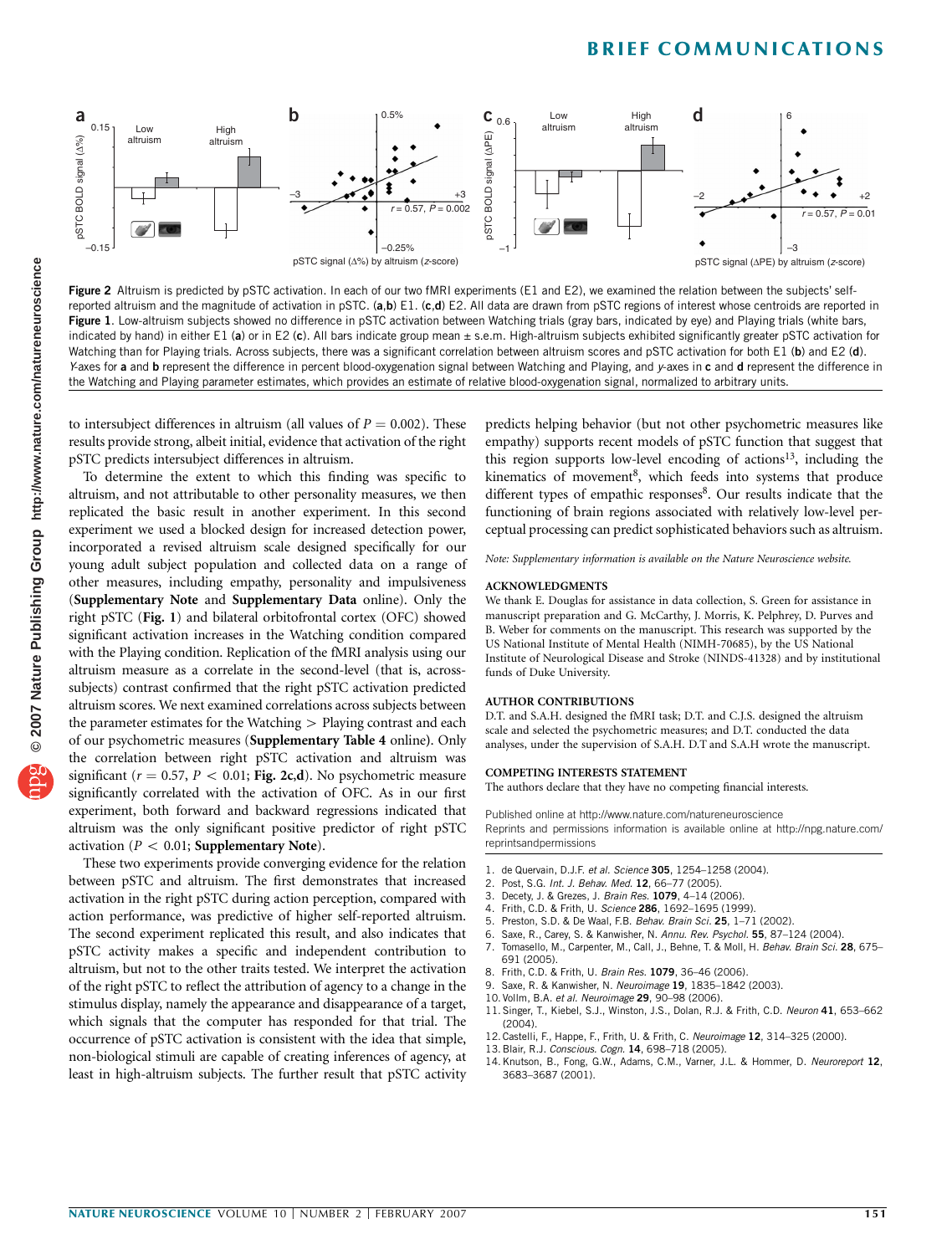a
0.15
Low altruism
High altruism
pSTC BOLD signal (Δ%)
–0.15

b
0.5%
–3
+3
r = 0.57, P = 0.002
–0.25%
pSTC signal (Δ%) by altruism (z-score)

c
0.6
Low altruism
High altruism
pSTC BOLD signal (ΔPE)
–1

d
6
–2
+2
r = 0.57, P = 0.01
–3
pSTC signal (ΔPE) by altruism (z-score)

**Figure 2** Altruism is predicted by pSTC activation. In each of our two fMRI experiments (E1 and E2), we examined the relation between the subjects' self-reported altruism and the magnitude of activation in pSTC. (**a**,**b**) E1. (**c**,**d**) E2. All data are drawn from pSTC regions of interest whose centroids are reported in **Figure 1**. Low-altruism subjects showed no difference in pSTC activation between Watching trials (gray bars, indicated by eye) and Playing trials (white bars, indicated by hand) in either E1 (**a**) or in E2 (**c**). All bars indicate group mean ± s.e.m. High-altruism subjects exhibited significantly greater pSTC activation for Watching than for Playing trials. Across subjects, there was a significant correlation between altruism scores and pSTC activation for both E1 (**b**) and E2 (**d**). *Y*-axes for **a** and **b** represent the difference in percent blood-oxygenation signal between Watching and Playing, and *y*-axes in **c** and **d** represent the difference in the Watching and Playing parameter estimates, which provides an estimate of relative blood-oxygenation signal, normalized to arbitrary units.

to intersubject differences in altruism (all values of $P = 0.002$). These results provide strong, albeit initial, evidence that activation of the right pSTC predicts intersubject differences in altruism.

To determine the extent to which this finding was specific to altruism, and not attributable to other personality measures, we then replicated the basic result in another experiment. In this second experiment we used a blocked design for increased detection power, incorporated a revised altruism scale designed specifically for our young adult subject population and collected data on a range of other measures, including empathy, personality and impulsiveness (**Supplementary Note** and **Supplementary Data** online). Only the right pSTC (**Fig. 1**) and bilateral orbitofrontal cortex (OFC) showed significant activation increases in the Watching condition compared with the Playing condition. Replication of the fMRI analysis using our altruism measure as a correlate in the second-level (that is, across-subjects) contrast confirmed that the right pSTC activation predicted altruism scores. We next examined correlations across subjects between the parameter estimates for the Watching > Playing contrast and each of our psychometric measures (**Supplementary Table 4** online). Only the correlation between right pSTC activation and altruism was significant ($r = 0.57$, $P < 0.01$; **Fig. 2c,d**). No psychometric measure significantly correlated with the activation of OFC. As in our first experiment, both forward and backward regressions indicated that altruism was the only significant positive predictor of right pSTC activation ($P < 0.01$; **Supplementary Note**).

These two experiments provide converging evidence for the relation between pSTC and altruism. The first demonstrates that increased activation in the right pSTC during action perception, compared with action performance, was predictive of higher self-reported altruism. The second experiment replicated this result, and also indicates that pSTC activity makes a specific and independent contribution to altruism, but not to the other traits tested. We interpret the activation of the right pSTC to reflect the attribution of agency to a change in the stimulus display, namely the appearance and disappearance of a target, which signals that the computer has responded for that trial. The occurrence of pSTC activation is consistent with the idea that simple, non-biological stimuli are capable of creating inferences of agency, at least in high-altruism subjects. The further result that pSTC activity predicts helping behavior (but not other psychometric measures like empathy) supports recent models of pSTC function that suggest that this region supports low-level encoding of actions[13], including the kinematics of movement[8], which feeds into systems that produce different types of responses[8]. Our results indicate that the functioning of brain regions associated with relatively low-level perceptual processing can predict sophisticated behaviors such as altruism.

*Note: Supplementary information is available on the Nature Neuroscience website.*

## ACKNOWLEDGMENTS

We thank E. Douglas for assistance in data collection, S. Green for assistance in manuscript preparation and G. McCarthy, J. Morris, K. Pelphrey, D. Purves and B. Weber for comments on the manuscript. This research was supported by the US National Institute of Mental Health (NIMH-70685), by the US National Institute of Neurological Disease and Stroke (NINDS-41328) and by institutional funds of Duke University.

## AUTHOR CONTRIBUTIONS

D.T. and S.A.H. designed the fMRI task; D.T. and C.J.S. designed the altruism scale and selected the psychometric measures; and D.T. conducted the data analyses, under the supervision of S.A.H. D.T and S.A.H wrote the manuscript.

## COMPETING INTERESTS STATEMENT

The authors declare that they have no competing financial interests.

Published online at http://www.nature.com/natureneuroscience
Reprints and permissions information is available online at http://npg.nature.com/reprintsandpermissions

1. de Quervain, D.J.F. *et al. Science* **305**, 1254–1258 (2004).
2. Post, S.G. *Int. J. Behav. Med.* **12**, 66–77 (2005).
3. Decety, J. & Grezes, J. *Brain Res.* **1079**, 4–14 (2006).
4. Frith, C.D. & Frith, U. *Science* **286**, 1692–1695 (1999).
5. Preston, S.D. & De Waal, F.B. *Behav. Brain Sci.* **25**, 1–71 (2002).
6. Saxe, R., Carey, S. & Kanwisher, N. *Annu. Rev. Psychol.* **55**, 87–124 (2004).
7. Tomasello, M., Carpenter, M., Call, J., Behne, T. & Moll, H. *Behav. Brain Sci.* **28**, 675–691 (2005).
8. Frith, C.D. & Frith, U. *Brain Res.* **1079**, 36–46 (2006).
9. Saxe, R. & Kanwisher, N. *Neuroimage* **19**, 1835–1842 (2003).
10. Vollm, B.A. *et al. Neuroimage* **29**, 90–98 (2006).
11. Singer, T., Kiebel, S.J., Winston, J.S., Dolan, R.J. & Frith, C.D. *Neuron* **41**, 653–662 (2004).
12. Castelli, F., Happe, F., Frith, U. & Frith, C. *Neuroimage* **12**, 314–325 (2000).
13. Blair, R.J. *Conscious. Cogn.* **14**, 698–718 (2005).
14. Knutson, B., Fong, G.W., Adams, C.M., Varner, J.L. & Hommer, D. *Neuroreport* **12**, 3683–3687 (2001).